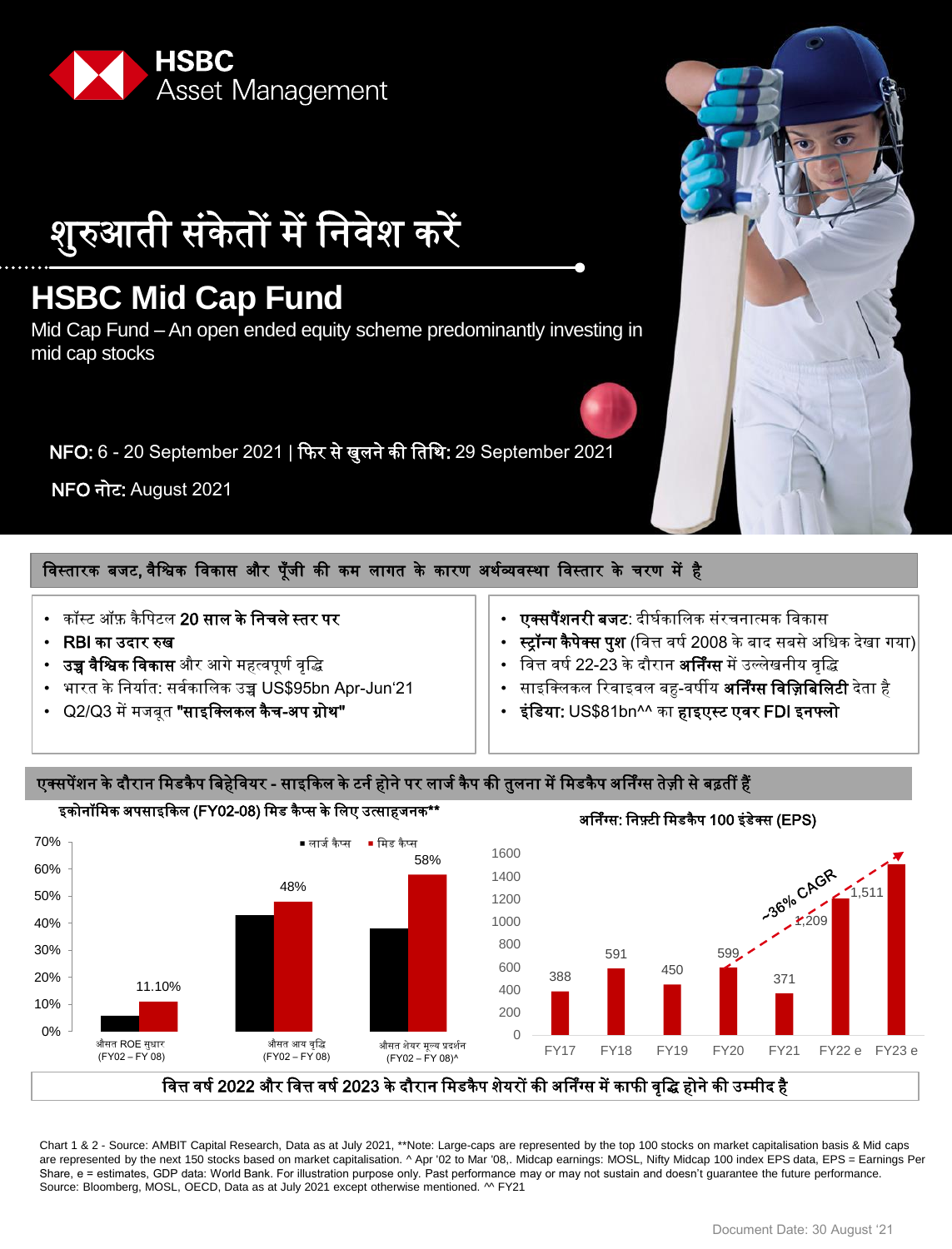HSBC Asset Management

# शुरुआती संकेतों में निवेश करें

## HSBC Mid Cap Fund

Mid Cap Fund – An open ended equity scheme predominantly investing in mid cap stocks

**NFO:** 6 - 20 September 2021 | **फिर से खुलने की तिथि:** 29 September 2021

**NFO नोट:** August 2021

### विस्तारक बजट, वैश्विक विकास और पूँजी की कम लागत के कारण अर्थव्यवस्था विस्तार के चरण में है

- कॉस्ट ऑफ़ कैपिटल **20 साल के निचले स्तर पर**
- **RBI का उदार रुख**
- **उच्च वैश्विक विकास** और आगे महत्वपूर्ण वृद्धि
- भारत के निर्यात: सर्वकालिक उच्च US$95bn Apr-Jun'21
- Q2/Q3 में मजबूत **"साइक्लिकल कैच-अप ग्रोथ"**

- **एक्सपैंशनरी बजट:** दीर्घकालिक संरचनात्मक विकास
- **स्ट्रॉन्ग कैपेक्स पुश** (वित्त वर्ष 2008 के बाद सबसे अधिक देखा गया)
- वित्त वर्ष 22-23 के दौरान **अर्निंग्स** में उल्लेखनीय वृद्धि
- साइक्लिकल रिवाइवल बहु-वर्षीय **अर्निंग्स विज़िबिलिटी** देता है
- **इंडिया:** US$81bn^^ का **हाइएस्ट एवर FDI इनफ्लो**

### एक्सपेंशन के दौरान मिडकैप बिहेवियर - साइकिल के टर्न होने पर लार्ज कैप की तुलना में मिडकैप अर्निंग्स तेज़ी से बढ़ती हैं

**इकोनॉमिक अपसाइकिल (FY02-08) मिड कैप्स के लिए उत्साहजनक\*\***

| | लार्ज कैप्स | मिड कैप्स |
|---|---|---|
| औसत ROE सुधार (FY02 – FY 08) | | 11.10% |
| औसत आय वृद्धि (FY02 – FY 08) | | 48% |
| औसत शेयर मूल्य प्रदर्शन (FY02 – FY 08)^ | | 58% |

**अर्निंग्स: निफ़्टी मिडकैप 100 इंडेक्स (EPS)**

| FY17 | FY18 | FY19 | FY20 | FY21 | FY22 e | FY23 e |
|---|---|---|---|---|---|---|
| 388 | 591 | 450 | 599 | 371 | 1,209 | 1,511 |

~36% CAGR

**वित्त वर्ष 2022 और वित्त वर्ष 2023 के दौरान मिडकैप शेयरों की अर्निंग्स में काफी वृद्धि होने की उम्मीद है**

Chart 1 & 2 - Source: AMBIT Capital Research, Data as at July 2021, \*\*Note: Large-caps are represented by the top 100 stocks on market capitalisation basis & Mid caps are represented by the next 150 stocks based on market capitalisation. ^ Apr '02 to Mar '08,. Midcap earnings: MOSL, Nifty Midcap 100 index EPS data, EPS = Earnings Per Share, e = estimates, GDP data: World Bank. For illustration purpose only. Past performance may or may not sustain and doesn't guarantee the future performance. Source: Bloomberg, MOSL, OECD, Data as at July 2021 except otherwise mentioned. ^^ FY21

Document Date: 30 August '21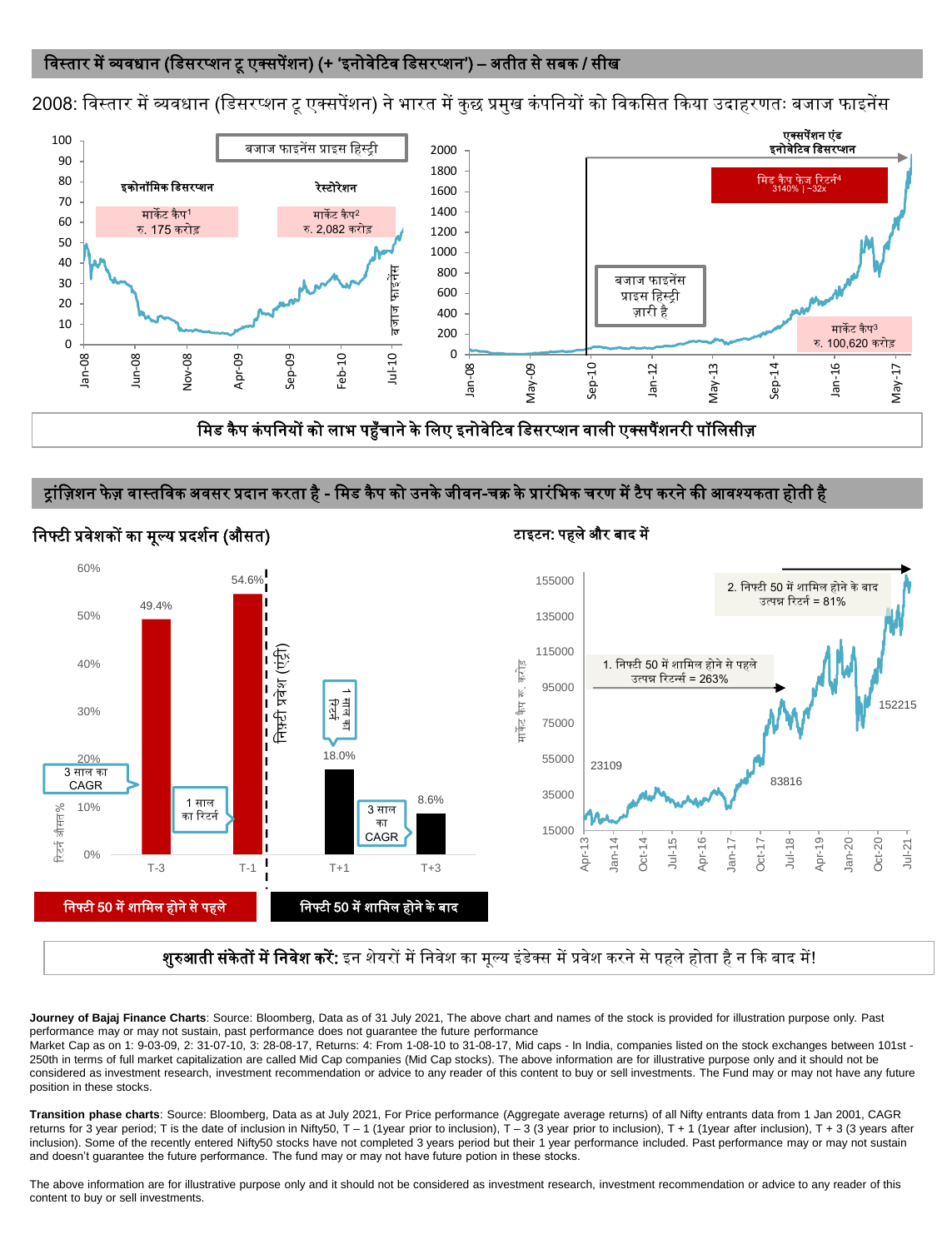## विस्तार में व्यवधान (डिसरप्शन टू एक्सपेंशन) (+ 'इनोवेटिव डिसरप्शन') – अतीत से सबक / सीख

2008: विस्तार में व्यवधान (डिसरप्शन टू एक्सपेंशन) ने भारत में कुछ प्रमुख कंपनियों को विकसित किया उदाहरणतः बजाज फाइनेंस

बजाज फाइनेंस प्राइस हिस्ट्री

इकोनॉमिक डिसरप्शन — मार्केट कैप[1] रु. 175 करोड़

रेस्टोरेशन — मार्केट कैप[2] रु. 2,082 करोड़

बजाज फाइनेंस प्राइस हिस्ट्री ज़ारी है

एक्सपेंशन एंड इनोवेटिव डिसरप्शन — मिड कैप फेज रिटर्न[4] 3140% | ~32x

मार्केट कैप[3] रु. 100,620 करोड़

**मिड कैप कंपनियों को लाभ पहुँचाने के लिए इनोवेटिव डिसरप्शन वाली एक्सपैंशनरी पॉलिसीज़**

## ट्रांज़िशन फेज़ वास्तविक अवसर प्रदान करता है - मिड कैप को उनके जीवन-चक्र के प्रारंभिक चरण में टैप करने की आवश्यकता होती है

### निफ्टी प्रवेशकों का मूल्य प्रदर्शन (औसत)

| | निफ्टी 50 में शामिल होने से पहले | | निफ्टी 50 में शामिल होने के बाद | |
|---|---|---|---|---|
| | T-3 (3 साल का CAGR) | T-1 (1 साल का रिटर्न) | T+1 (1 साल का रिटर्न) | T+3 (3 साल का CAGR) |
| रिटर्न औसत % | 49.4% | 54.6% | 18.0% | 8.6% |

निफ्टी प्रवेश (एंट्री)

### टाइटन: पहले और बाद में

1. निफ्टी 50 में शामिल होने से पहले उत्पन्न रिटर्न्स = 263% (23109 → 83816)

2. निफ्टी 50 में शामिल होने के बाद उत्पन्न रिटर्न = 81% (152215)

मार्केट कैप रु. करोड़

**शुरुआती संकेतों में निवेश करें:** इन शेयरों में निवेश का मूल्य इंडेक्स में प्रवेश करने से पहले होता है न कि बाद में!

**Journey of Bajaj Finance Charts**: Source: Bloomberg, Data as of 31 July 2021, The above chart and names of the stock is provided for illustration purpose only. Past performance may or may not sustain, past performance does not guarantee the future performance

Market Cap as on 1: 9-03-09, 2: 31-07-10, 3: 28-08-17, Returns: 4: From 1-08-10 to 31-08-17, Mid caps - In India, companies listed on the stock exchanges between 101st - 250th in terms of full market capitalization are called Mid Cap companies (Mid Cap stocks). The above information are for illustrative purpose only and it should not be considered as investment research, investment recommendation or advice to any reader of this content to buy or sell investments. The Fund may or may not have any future position in these stocks.

**Transition phase charts**: Source: Bloomberg, Data as at July 2021, For Price performance (Aggregate average returns) of all Nifty entrants data from 1 Jan 2001, CAGR returns for 3 year period; T is the date of inclusion in Nifty50, T – 1 (1year prior to inclusion), T – 3 (3 year prior to inclusion), T + 1 (1year after inclusion), T + 3 (3 years after inclusion). Some of the recently entered Nifty50 stocks have not completed 3 years period but their 1 year performance included. Past performance may or may not sustain and doesn't guarantee the future performance. The fund may or may not have future potion in these stocks.

The above information are for illustrative purpose only and it should not be considered as investment research, investment recommendation or advice to any reader of this content to buy or sell investments.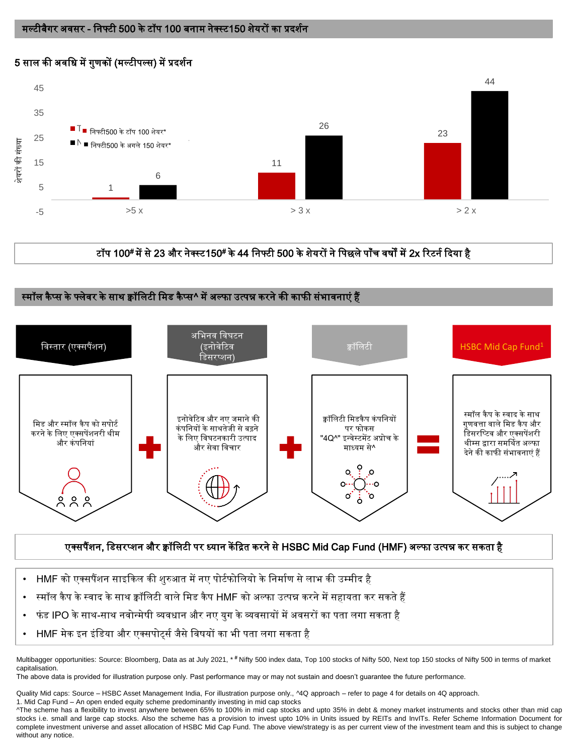## मल्टीबैगर अवसर - निफ्टी 500 के टॉप 100 बनाम नेक्स्ट150 शेयरों का प्रदर्शन

### 5 साल की अवधि में गुणकों (मल्टीपल्स) में प्रदर्शन

| शेयरों की संख्या | निफ्टी500 के टॉप 100 शेयर* | निफ्टी500 के अगले 150 शेयर* |
| --- | --- | --- |
| >5 x | 1 | 6 |
| > 3 x | 11 | 26 |
| > 2 x | 23 | 44 |

**टॉप 100# में से 23 और नेक्स्ट150# के 44 निफ्टी 500 के शेयरों ने पिछले पाँच वर्षों में 2x रिटर्न दिया है**

## स्मॉल कैप्स के फ्लेवर के साथ क्वॉलिटी मिड कैप्स^ में अल्फा उत्पन्न करने की काफी संभावनाएं हैं

**विस्तार (एक्सपैंशन)**

मिड और स्मॉल कैप को सपोर्ट करने के लिए एक्सपेंशनरी थीम और कंपनियां

+

**अभिनव विघटन (इनोवेटिव डिसरप्शन)**

इनोवेटिव और नए जमाने की कंपनियों के साथतेजी से बढ़ने के लिए विघटनकारी उत्पाद और सेवा विचार

+

**क्वॉलिटी**

क्वॉलिटी मिडकैप कंपनियों पर फोकस "4Q^" इन्वेस्टमेंट अप्रोच के माध्यम से^

=

**HSBC Mid Cap Fund[1]**

स्मॉल कैप के स्वाद के साथ गुणवत्ता वाले मिड कैप और डिसरप्टिव और एक्सपेंशरी थीम्स द्वारा समर्थित अल्फा देने की काफी संभावनाएं हैं

**एक्सपैंशन, डिसरप्शन और क्वॉलिटी पर ध्यान केंद्रित करने से HSBC Mid Cap Fund (HMF) अल्फा उत्पन्न कर सकता है**

- HMF को एक्सपैंशन साइकिल की शुरुआत में नए पोर्टफोलियो के निर्माण से लाभ की उम्मीद है
- स्मॉल कैप के स्वाद के साथ क्वॉलिटी वाले मिड कैप HMF को अल्फा उत्पन्न करने में सहायता कर सकते हैं
- फंड IPO के साथ-साथ नवोन्मेषी व्यवधान और नए युग के व्यवसायों में अवसरों का पता लगा सकता है
- HMF मेक इन इंडिया और एक्सपोर्ट्स जैसे विषयों का भी पता लगा सकता है

Multibagger opportunities: Source: Bloomberg, Data as at July 2021, *# Nifty 500 index data, Top 100 stocks of Nifty 500, Next top 150 stocks of Nifty 500 in terms of market capitalisation.
The above data is provided for illustration purpose only. Past performance may or may not sustain and doesn't guarantee the future performance.

Quality Mid caps: Source – HSBC Asset Management India, For illustration purpose only., ^4Q approach – refer to page 4 for details on 4Q approach.
1. Mid Cap Fund – An open ended equity scheme predominantly investing in mid cap stocks
^The scheme has a flexibility to invest anywhere between 65% to 100% in mid cap stocks and upto 35% in debt & money market instruments and stocks other than mid cap stocks i.e. small and large cap stocks. Also the scheme has a provision to invest upto 10% in Units issued by REITs and InvITs. Refer Scheme Information Document for complete investment universe and asset allocation of HSBC Mid Cap Fund. The above view/strategy is as per current view of the investment team and this is subject to change without any notice.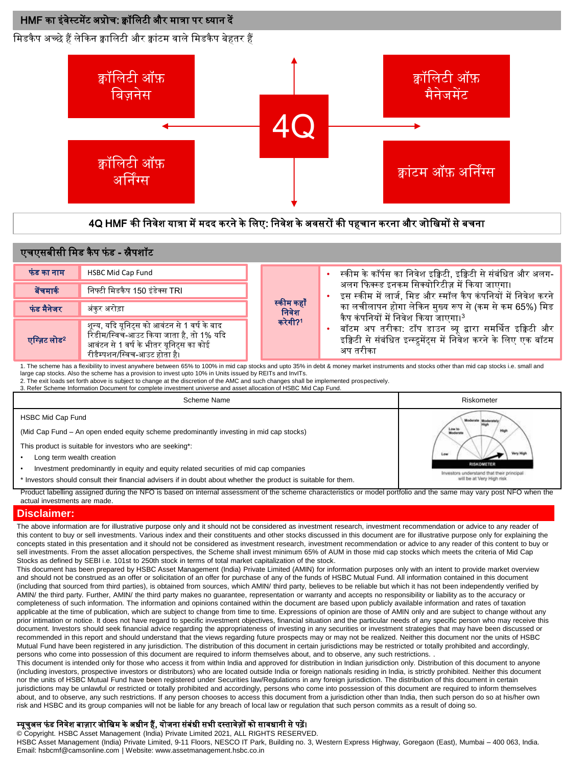## HMF का इंवेस्टमेंट अप्रोच: क्वॉलिटी और मात्रा पर ध्यान दें

मिडकैप अच्छे हैं लेकिन क्वालिटी और क्वांटम वाले मिडकैप बेहतर हैं

क्वॉलिटी ऑफ़ बिज़नेस

क्वॉलिटी ऑफ़ मैनेजमेंट

4Q

क्वॉलिटी ऑफ़ अर्निंग्स

क्वांटम ऑफ़ अर्निंग्स

**4Q HMF की निवेश यात्रा में मदद करने के लिए: निवेश के अवसरों की पहचान करना और जोखिमों से बचना**

## एचएसबीसी मिड कैप फंड - स्नैपशॉट

| | |
|---|---|
| **फंड का नाम** | HSBC Mid Cap Fund |
| **बेंचमार्क** | निफ्टी मिडकैप 150 इंडेक्स TRI |
| **फंड मैनेजर** | अंकुर अरोड़ा |
| **एग्ज़िट लोड**[2] | शून्य, यदि यूनिट्स को आवंटन से 1 वर्ष के बाद रिडीम/स्विच-आउट किया जाता है, तो 1% यदि आवंटन से 1 वर्ष के भीतर यूनिट्स का कोई रीडैम्पशन/स्विच-आउट होता है। |

**स्कीम कहाँ निवेश करेगी?**[1]

- स्कीम के कॉर्पस का निवेश इक्विटी, इक्विटी से संबंधित और अलग-अलग फिक्स्ड इनकम सिक्योरिटीज़ में किया जाएगा।
- इस स्कीम में लार्ज, मिड और स्मॉल कैप कंपनियों में निवेश करने का लचीलापन होगा लेकिन मुख्य रूप से (कम से कम 65%) मिड कैप कंपनियों में निवेश किया जाएगा।[3]
- बॉटम अप तरीका: टॉप डाउन व्यू द्वारा समर्थित इक्विटी और इक्विटी से संबंधित इन्स्ट्रुमेंट्स में निवेश करने के लिए एक बॉटम अप तरीका

1. The scheme has a flexibility to invest anywhere between 65% to 100% in mid cap stocks and upto 35% in debt & money market instruments and stocks other than mid cap stocks i.e. small and large cap stocks. Also the scheme has a provision to invest upto 10% in Units issued by REITs and InvITs.
2. The exit loads set forth above is subject to change at the discretion of the AMC and such changes shall be implemented prospectively.
3. Refer Scheme Information Document for complete investment universe and asset allocation of HSBC Mid Cap Fund.

| Scheme Name | Riskometer |
|---|---|
| HSBC Mid Cap Fund<br><br>(Mid Cap Fund – An open ended equity scheme predominantly investing in mid cap stocks)<br><br>This product is suitable for investors who are seeking*:<br>• Long term wealth creation<br>• Investment predominantly in equity and equity related securities of mid cap companies<br><br>* Investors should consult their financial advisers in if doubt about whether the product is suitable for them. | Low, Low to Moderate, Moderate, Moderately High, High, Very High<br>RISKOMETER<br>Investors understand that their principal will be at Very High risk |

Product labelling assigned during the NFO is based on internal assessment of the scheme characteristics or model portfolio and the same may vary post NFO when the actual investments are made.

## Disclaimer:

The above information are for illustrative purpose only and it should not be considered as investment research, investment recommendation or advice to any reader of this content to buy or sell investments. Various index and their constituents and other stocks discussed in this document are for illustrative purpose only for explaining the concepts stated in this presentation and it should not be considered as investment research, investment recommendation or advice to any reader of this content to buy or sell investments. From the asset allocation perspectives, the Scheme shall invest minimum 65% of AUM in those mid cap stocks which meets the criteria of Mid Cap Stocks as defined by SEBI i.e. 101st to 250th stock in terms of total market capitalization of the stock.

This document has been prepared by HSBC Asset Management (India) Private Limited (AMIN) for information purposes only with an intent to provide market overview and should not be construed as an offer or solicitation of an offer for purchase of any of the funds of HSBC Mutual Fund. All information contained in this document (including that sourced from third parties), is obtained from sources, which AMIN/ third party, believes to be reliable but which it has not been independently verified by AMIN/ the third party. Further, AMIN/ the third party makes no guarantee, representation or warranty and accepts no responsibility or liability as to the accuracy or completeness of such information. The information and opinions contained within the document are based upon publicly available information and rates of taxation applicable at the time of publication, which are subject to change from time to time. Expressions of opinion are those of AMIN only and are subject to change without any prior intimation or notice. It does not have regard to specific investment objectives, financial situation and the particular needs of any specific person who may receive this document. Investors should seek financial advice regarding the appropriateness of investing in any securities or investment strategies that may have been discussed or recommended in this report and should understand that the views regarding future prospects may or may not be realized. Neither this document nor the units of HSBC Mutual Fund have been registered in any jurisdiction. The distribution of this document in certain jurisdictions may be restricted or totally prohibited and accordingly, persons who come into possession of this document are required to inform themselves about, and to observe, any such restrictions. .

This document is intended only for those who access it from within India and approved for distribution in Indian jurisdiction only. Distribution of this document to anyone (including investors, prospective investors or distributors) who are located outside India or foreign nationals residing in India, is strictly prohibited. Neither this document nor the units of HSBC Mutual Fund have been registered under Securities law/Regulations in any foreign jurisdiction. The distribution of this document in certain jurisdictions may be unlawful or restricted or totally prohibited and accordingly, persons who come into possession of this document are required to inform themselves about, and to observe, any such restrictions. If any person chooses to access this document from a jurisdiction other than India, then such person do so at his/her own risk and HSBC and its group companies will not be liable for any breach of local law or regulation that such person commits as a result of doing so.

**म्यूचुअल फंड निवेश बाज़ार जोखिम के अधीन हैं, योजना संबंधी सभी दस्तावेज़ों को सावधानी से पढ़ें।**

© Copyright. HSBC Asset Management (India) Private Limited 2021, ALL RIGHTS RESERVED.

HSBC Asset Management (India) Private Limited, 9-11 Floors, NESCO IT Park, Building no. 3, Western Express Highway, Goregaon (East), Mumbai – 400 063, India.
Email: hsbcmf@camsonline.com | Website: www.assetmanagement.hsbc.co.in